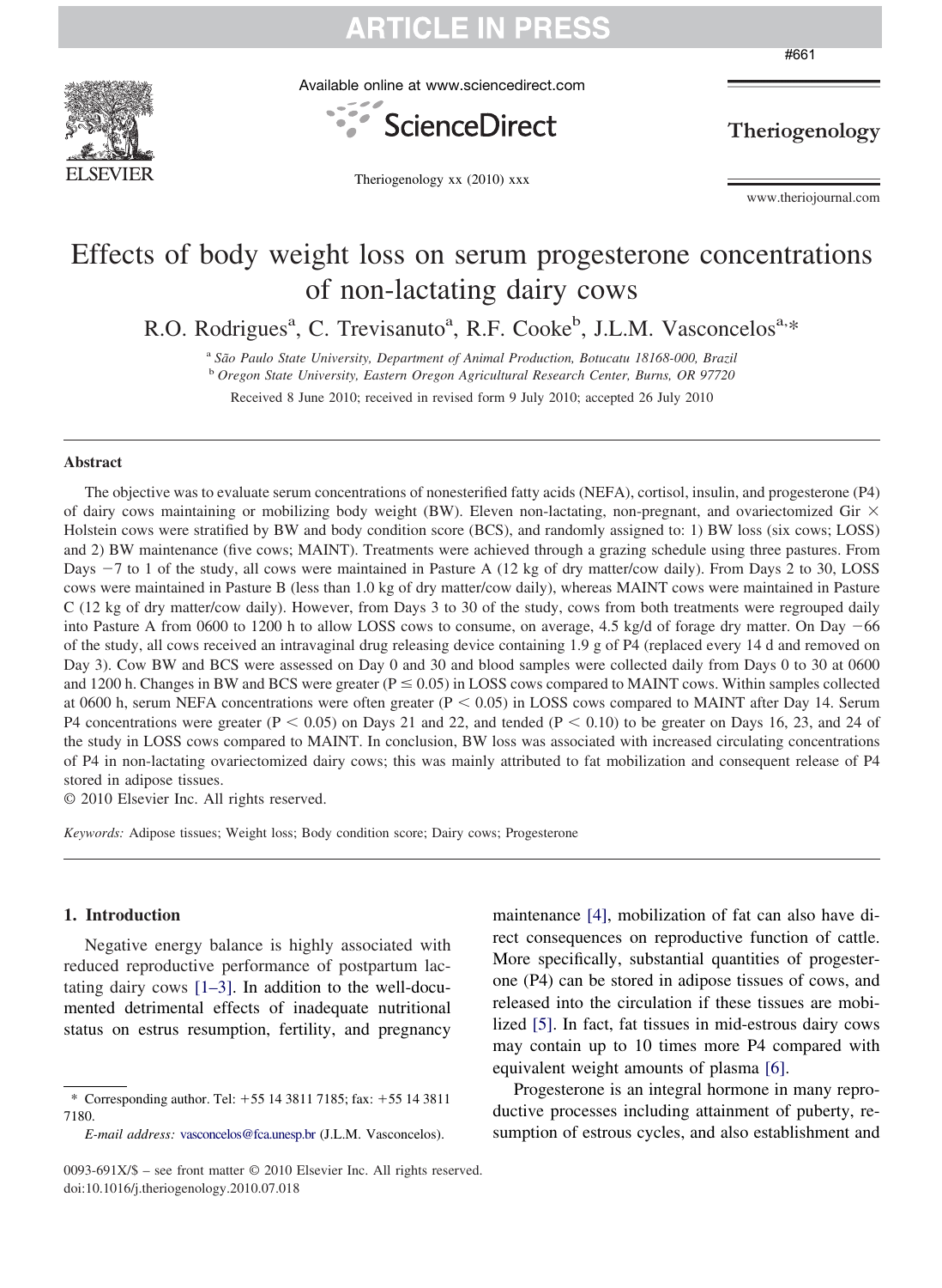# Effects of body weight loss on serum progesterone concentrations of non-lactating dairy cows

R.O. Rodrigues[a], C. Trevisanuto[a], R.F. Cooke[b], J.L.M. Vasconcelos[a,*]

[a] *São Paulo State University, Department of Animal Production, Botucatu 18168-000, Brazil*

[b] *Oregon State University, Eastern Oregon Agricultural Research Center, Burns, OR 97720*

Received 8 June 2010; received in revised form 9 July 2010; accepted 26 July 2010

## Abstract

The objective was to evaluate serum concentrations of nonesterified fatty acids (NEFA), cortisol, insulin, and progesterone (P4) of dairy cows maintaining or mobilizing body weight (BW). Eleven non-lactating, non-pregnant, and ovariectomized Gir × Holstein cows were stratified by BW and body condition score (BCS), and randomly assigned to: 1) BW loss (six cows; LOSS) and 2) BW maintenance (five cows; MAINT). Treatments were achieved through a grazing schedule using three pastures. From Days −7 to 1 of the study, all cows were maintained in Pasture A (12 kg of dry matter/cow daily). From Days 2 to 30, LOSS cows were maintained in Pasture B (less than 1.0 kg of dry matter/cow daily), whereas MAINT cows were maintained in Pasture C (12 kg of dry matter/cow daily). However, from Days 3 to 30 of the study, cows from both treatments were regrouped daily into Pasture A from 0600 to 1200 h to allow LOSS cows to consume, on average, 4.5 kg/d of forage dry matter. On Day −66 of the study, all cows received an intravaginal drug releasing device containing 1.9 g of P4 (replaced every 14 d and removed on Day 3). Cow BW and BCS were assessed on Day 0 and 30 and blood samples were collected daily from Days 0 to 30 at 0600 and 1200 h. Changes in BW and BCS were greater ($P \leq 0.05$) in LOSS cows compared to MAINT cows. Within samples collected at 0600 h, serum NEFA concentrations were often greater ($P < 0.05$) in LOSS cows compared to MAINT after Day 14. Serum P4 concentrations were greater ($P < 0.05$) on Days 21 and 22, and tended ($P < 0.10$) to be greater on Days 16, 23, and 24 of the study in LOSS cows compared to MAINT. In conclusion, BW loss was associated with increased circulating concentrations of P4 in non-lactating ovariectomized dairy cows; this was mainly attributed to fat mobilization and consequent release of P4 stored in adipose tissues.

© 2010 Elsevier Inc. All rights reserved.

*Keywords:* Adipose tissues; Weight loss; Body condition score; Dairy cows; Progesterone

## 1. Introduction

Negative energy balance is highly associated with reduced reproductive performance of postpartum lactating dairy cows [1–3]. In addition to the well-documented detrimental effects of inadequate nutritional status on estrus resumption, fertility, and pregnancy maintenance [4], mobilization of fat can also have direct consequences on reproductive function of cattle. More specifically, substantial quantities of progesterone (P4) can be stored in adipose tissues of cows, and released into the circulation if these tissues are mobilized [5]. In fact, fat tissues in mid-estrous dairy cows may contain up to 10 times more P4 compared with equivalent weight amounts of plasma [6].

Progesterone is an integral hormone in many reproductive processes including attainment of puberty, resumption of estrous cycles, and also establishment and

\* Corresponding author. Tel: +55 14 3811 7185; fax: +55 14 3811 7180.

*E-mail address:* vasconcelos@fca.unesp.br (J.L.M. Vasconcelos).

0093-691X/$ – see front matter © 2010 Elsevier Inc. All rights reserved.
doi:10.1016/j.theriogenology.2010.07.018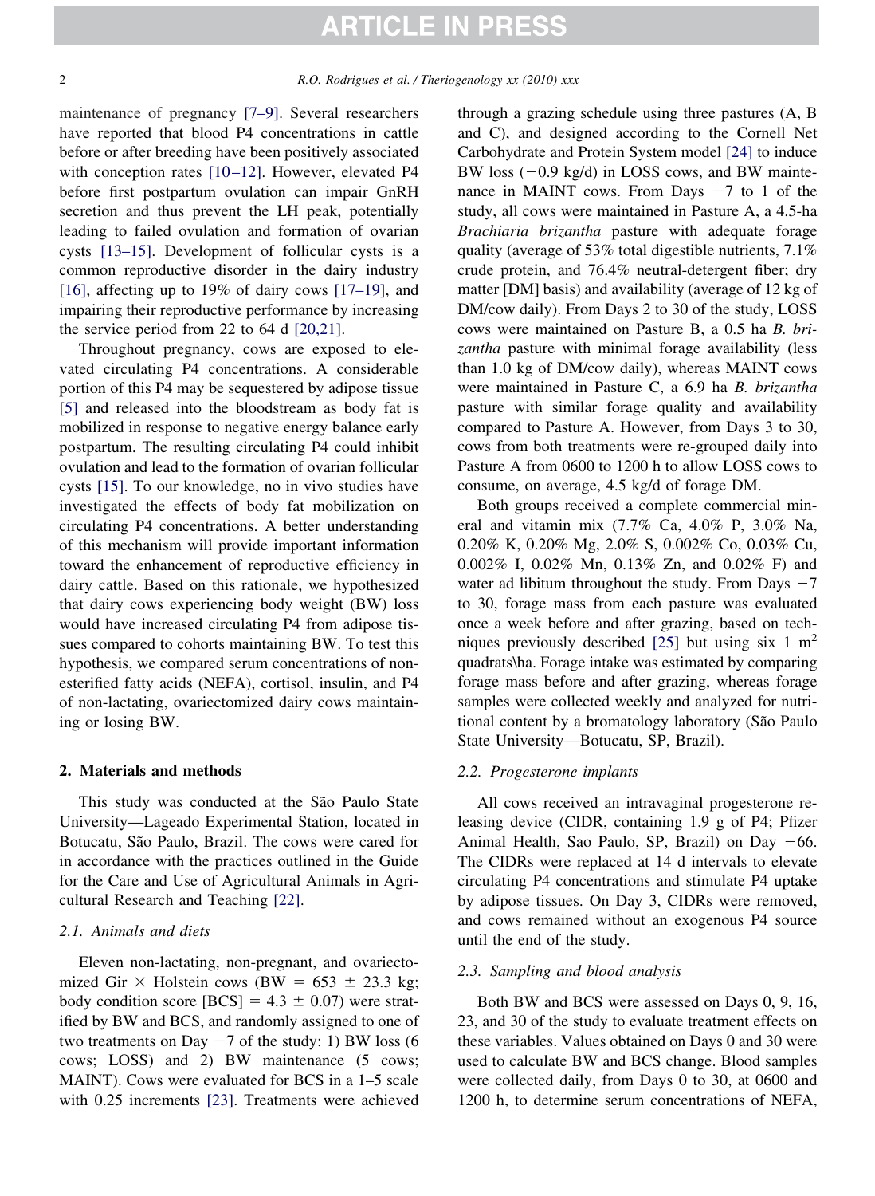maintenance of pregnancy [7–9]. Several researchers have reported that blood P4 concentrations in cattle before or after breeding have been positively associated with conception rates [10–12]. However, elevated P4 before first postpartum ovulation can impair GnRH secretion and thus prevent the LH peak, potentially leading to failed ovulation and formation of ovarian cysts [13–15]. Development of follicular cysts is a common reproductive disorder in the dairy industry [16], affecting up to 19% of dairy cows [17–19], and impairing their reproductive performance by increasing the service period from 22 to 64 d [20,21].

Throughout pregnancy, cows are exposed to elevated circulating P4 concentrations. A considerable portion of this P4 may be sequestered by adipose tissue [5] and released into the bloodstream as body fat is mobilized in response to negative energy balance early postpartum. The resulting circulating P4 could inhibit ovulation and lead to the formation of ovarian follicular cysts [15]. To our knowledge, no in vivo studies have investigated the effects of body fat mobilization on circulating P4 concentrations. A better understanding of this mechanism will provide important information toward the enhancement of reproductive efficiency in dairy cattle. Based on this rationale, we hypothesized that dairy cows experiencing body weight (BW) loss would have increased circulating P4 from adipose tissues compared to cohorts maintaining BW. To test this hypothesis, we compared serum concentrations of non-esterified fatty acids (NEFA), cortisol, insulin, and P4 of non-lactating, ovariectomized dairy cows maintaining or losing BW.

## 2. Materials and methods

This study was conducted at the São Paulo State University—Lageado Experimental Station, located in Botucatu, São Paulo, Brazil. The cows were cared for in accordance with the practices outlined in the Guide for the Care and Use of Agricultural Animals in Agricultural Research and Teaching [22].

### 2.1. Animals and diets

Eleven non-lactating, non-pregnant, and ovariectomized Gir × Holstein cows (BW = 653 ± 23.3 kg; body condition score [BCS] = 4.3 ± 0.07) were stratified by BW and BCS, and randomly assigned to one of two treatments on Day −7 of the study: 1) BW loss (6 cows; LOSS) and 2) BW maintenance (5 cows; MAINT). Cows were evaluated for BCS in a 1–5 scale with 0.25 increments [23]. Treatments were achieved through a grazing schedule using three pastures (A, B and C), and designed according to the Cornell Net Carbohydrate and Protein System model [24] to induce BW loss (−0.9 kg/d) in LOSS cows, and BW maintenance in MAINT cows. From Days −7 to 1 of the study, all cows were maintained in Pasture A, a 4.5-ha *Brachiaria brizantha* pasture with adequate forage quality (average of 53% total digestible nutrients, 7.1% crude protein, and 76.4% neutral-detergent fiber; dry matter [DM] basis) and availability (average of 12 kg of DM/cow daily). From Days 2 to 30 of the study, LOSS cows were maintained on Pasture B, a 0.5 ha *B. brizantha* pasture with minimal forage availability (less than 1.0 kg of DM/cow daily), whereas MAINT cows were maintained in Pasture C, a 6.9 ha *B. brizantha* pasture with similar forage quality and availability compared to Pasture A. However, from Days 3 to 30, cows from both treatments were re-grouped daily into Pasture A from 0600 to 1200 h to allow LOSS cows to consume, on average, 4.5 kg/d of forage DM.

Both groups received a complete commercial mineral and vitamin mix (7.7% Ca, 4.0% P, 3.0% Na, 0.20% K, 0.20% Mg, 2.0% S, 0.002% Co, 0.03% Cu, 0.002% I, 0.02% Mn, 0.13% Zn, and 0.02% F) and water ad libitum throughout the study. From Days −7 to 30, forage mass from each pasture was evaluated once a week before and after grazing, based on techniques previously described [25] but using six 1 $m^2$ quadrats\ha. Forage intake was estimated by comparing forage mass before and after grazing, whereas forage samples were collected weekly and analyzed for nutritional content by a bromatology laboratory (São Paulo State University—Botucatu, SP, Brazil).

### 2.2. Progesterone implants

All cows received an intravaginal progesterone releasing device (CIDR, containing 1.9 g of P4; Pfizer Animal Health, Sao Paulo, SP, Brazil) on Day −66. The CIDRs were replaced at 14 d intervals to elevate circulating P4 concentrations and stimulate P4 uptake by adipose tissues. On Day 3, CIDRs were removed, and cows remained without an exogenous P4 source until the end of the study.

### 2.3. Sampling and blood analysis

Both BW and BCS were assessed on Days 0, 9, 16, 23, and 30 of the study to evaluate treatment effects on these variables. Values obtained on Days 0 and 30 were used to calculate BW and BCS change. Blood samples were collected daily, from Days 0 to 30, at 0600 and 1200 h, to determine serum concentrations of NEFA,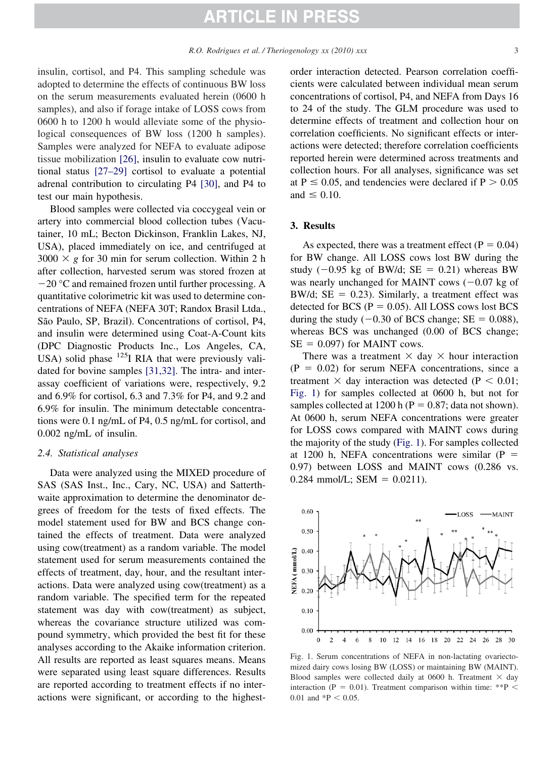insulin, cortisol, and P4. This sampling schedule was adopted to determine the effects of continuous BW loss on the serum measurements evaluated herein (0600 h samples), and also if forage intake of LOSS cows from 0600 h to 1200 h would alleviate some of the physiological consequences of BW loss (1200 h samples). Samples were analyzed for NEFA to evaluate adipose tissue mobilization [26], insulin to evaluate cow nutritional status [27–29] cortisol to evaluate a potential adrenal contribution to circulating P4 [30], and P4 to test our main hypothesis.

Blood samples were collected via coccygeal vein or artery into commercial blood collection tubes (Vacutainer, 10 mL; Becton Dickinson, Franklin Lakes, NJ, USA), placed immediately on ice, and centrifuged at $3000 \times g$ for 30 min for serum collection. Within 2 h after collection, harvested serum was stored frozen at −20 °C and remained frozen until further processing. A quantitative colorimetric kit was used to determine concentrations of NEFA (NEFA 30T; Randox Brasil Ltda., São Paulo, SP, Brazil). Concentrations of cortisol, P4, and insulin were determined using Coat-A-Count kits (DPC Diagnostic Products Inc., Los Angeles, CA, USA) solid phase $^{125}$I RIA that were previously validated for bovine samples [31,32]. The intra- and inter-assay coefficient of variations were, respectively, 9.2 and 6.9% for cortisol, 6.3 and 7.3% for P4, and 9.2 and 6.9% for insulin. The minimum detectable concentrations were 0.1 ng/mL of P4, 0.5 ng/mL for cortisol, and 0.002 ng/mL of insulin.

### 2.4. Statistical analyses

Data were analyzed using the MIXED procedure of SAS (SAS Inst., Inc., Cary, NC, USA) and Satterthwaite approximation to determine the denominator degrees of freedom for the tests of fixed effects. The model statement used for BW and BCS change contained the effects of treatment. Data were analyzed using cow(treatment) as a random variable. The model statement used for serum measurements contained the effects of treatment, day, hour, and the resultant interactions. Data were analyzed using cow(treatment) as a random variable. The specified term for the repeated statement was day with cow(treatment) as subject, whereas the covariance structure utilized was compound symmetry, which provided the best fit for these analyses according to the Akaike information criterion. All results are reported as least squares means. Means were separated using least square differences. Results are reported according to treatment effects if no interactions were significant, or according to the highest-order interaction detected. Pearson correlation coefficients were calculated between individual mean serum concentrations of cortisol, P4, and NEFA from Days 16 to 24 of the study. The GLM procedure was used to determine effects of treatment and collection hour on correlation coefficients. No significant effects or interactions were detected; therefore correlation coefficients reported herein were determined across treatments and collection hours. For all analyses, significance was set at $P \leq 0.05$, and tendencies were declared if $P > 0.05$ and $\leq 0.10$.

## 3. Results

As expected, there was a treatment effect ($P = 0.04$) for BW change. All LOSS cows lost BW during the study (−0.95 kg of BW/d; SE = 0.21) whereas BW was nearly unchanged for MAINT cows (−0.07 kg of BW/d; SE = 0.23). Similarly, a treatment effect was detected for BCS ($P = 0.05$). All LOSS cows lost BCS during the study (−0.30 of BCS change; SE = 0.088), whereas BCS was unchanged (0.00 of BCS change; SE = 0.097) for MAINT cows.

There was a treatment × day × hour interaction ($P = 0.02$) for serum NEFA concentrations, since a treatment × day interaction was detected ($P < 0.01$; Fig. 1) for samples collected at 0600 h, but not for samples collected at 1200 h ($P = 0.87$; data not shown). At 0600 h, serum NEFA concentrations were greater for LOSS cows compared with MAINT cows during the majority of the study (Fig. 1). For samples collected at 1200 h, NEFA concentrations were similar ($P = 0.97$) between LOSS and MAINT cows (0.286 vs. 0.284 mmol/L; SEM = 0.0211).

Fig. 1. Serum concentrations of NEFA in non-lactating ovariectomized dairy cows losing BW (LOSS) or maintaining BW (MAINT). Blood samples were collected daily at 0600 h. Treatment × day interaction ($P = 0.01$). Treatment comparison within time: ** $P < 0.01$ and * $P < 0.05$.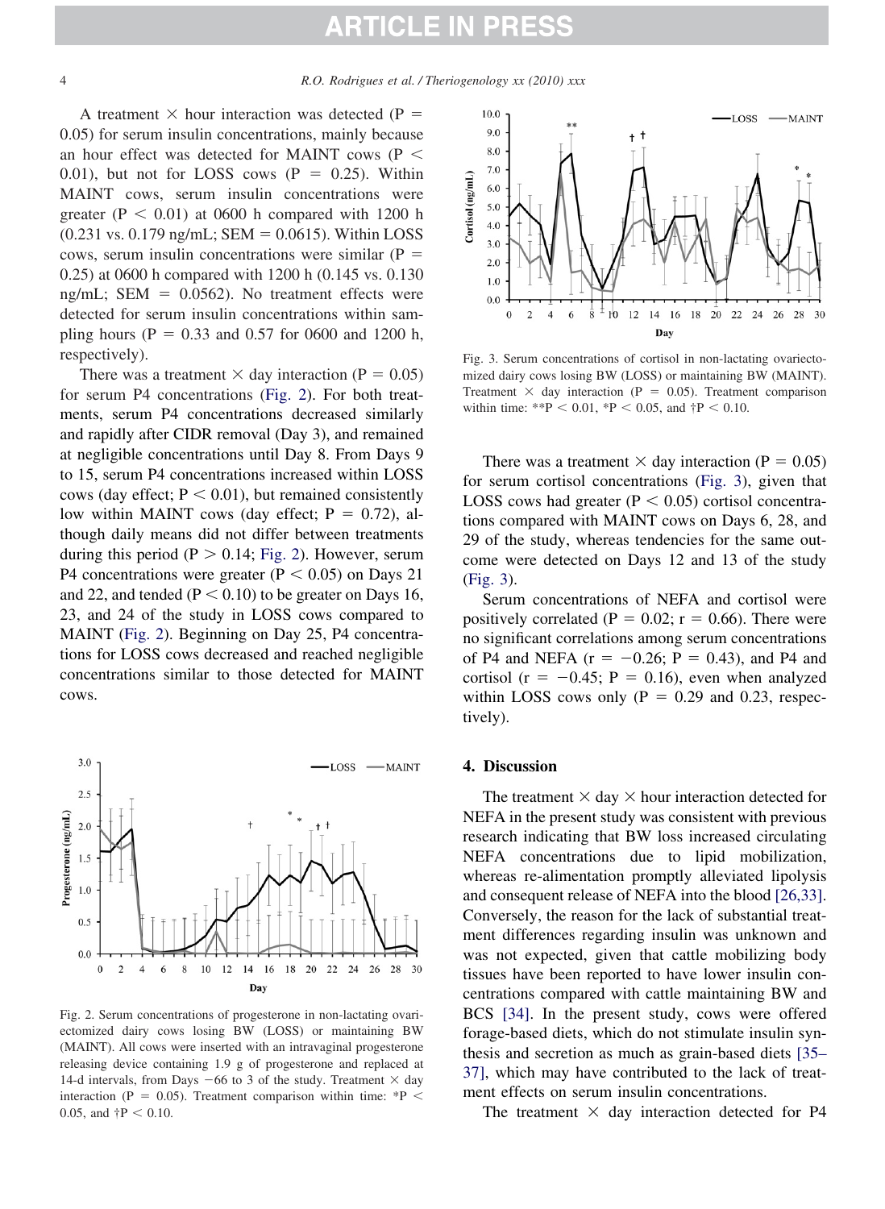A treatment × hour interaction was detected ($P = 0.05$) for serum insulin concentrations, mainly because an hour effect was detected for MAINT cows ($P < 0.01$), but not for LOSS cows ($P = 0.25$). Within MAINT cows, serum insulin concentrations were greater ($P < 0.01$) at 0600 h compared with 1200 h (0.231 vs. 0.179 ng/mL; SEM = 0.0615). Within LOSS cows, serum insulin concentrations were similar ($P = 0.25$) at 0600 h compared with 1200 h (0.145 vs. 0.130 ng/mL; SEM = 0.0562). No treatment effects were detected for serum insulin concentrations within sampling hours ($P = 0.33$ and 0.57 for 0600 and 1200 h, respectively).

There was a treatment × day interaction ($P = 0.05$) for serum P4 concentrations (Fig. 2). For both treatments, serum P4 concentrations decreased similarly and rapidly after CIDR removal (Day 3), and remained at negligible concentrations until Day 8. From Days 9 to 15, serum P4 concentrations increased within LOSS cows (day effect; $P < 0.01$), but remained consistently low within MAINT cows (day effect; $P = 0.72$), although daily means did not differ between treatments during this period ($P > 0.14$; Fig. 2). However, serum P4 concentrations were greater ($P < 0.05$) on Days 21 and 22, and tended ($P < 0.10$) to be greater on Days 16, 23, and 24 of the study in LOSS cows compared to MAINT (Fig. 2). Beginning on Day 25, P4 concentrations for LOSS cows decreased and reached negligible concentrations similar to those detected for MAINT cows.

Fig. 2. Serum concentrations of progesterone in non-lactating ovariectomized dairy cows losing BW (LOSS) or maintaining BW (MAINT). All cows were inserted with an intravaginal progesterone releasing device containing 1.9 g of progesterone and replaced at 14-d intervals, from Days −66 to 3 of the study. Treatment × day interaction ($P = 0.05$). Treatment comparison within time: *$P < 0.05$, and †$P < 0.10$.

Fig. 3. Serum concentrations of cortisol in non-lactating ovariectomized dairy cows losing BW (LOSS) or maintaining BW (MAINT). Treatment × day interaction ($P = 0.05$). Treatment comparison within time: **$P < 0.01$, *$P < 0.05$, and †$P < 0.10$.

There was a treatment × day interaction ($P = 0.05$) for serum cortisol concentrations (Fig. 3), given that LOSS cows had greater ($P < 0.05$) cortisol concentrations compared with MAINT cows on Days 6, 28, and 29 of the study, whereas tendencies for the same outcome were detected on Days 12 and 13 of the study (Fig. 3).

Serum concentrations of NEFA and cortisol were positively correlated ($P = 0.02$; $r = 0.66$). There were no significant correlations among serum concentrations of P4 and NEFA ($r = -0.26$; $P = 0.43$), and P4 and cortisol ($r = -0.45$; $P = 0.16$), even when analyzed within LOSS cows only ($P = 0.29$ and 0.23, respectively).

## 4. Discussion

The treatment × day × hour interaction detected for NEFA in the present study was consistent with previous research indicating that BW loss increased circulating NEFA concentrations due to lipid mobilization, whereas re-alimentation promptly alleviated lipolysis and consequent release of NEFA into the blood [26,33]. Conversely, the reason for the lack of substantial treatment differences regarding insulin was unknown and was not expected, given that cattle mobilizing body tissues have been reported to have lower insulin concentrations compared with cattle maintaining BW and BCS [34]. In the present study, cows were offered forage-based diets, which do not stimulate insulin synthesis and secretion as much as grain-based diets [35–37], which may have contributed to the lack of treatment effects on serum insulin concentrations.

The treatment × day interaction detected for P4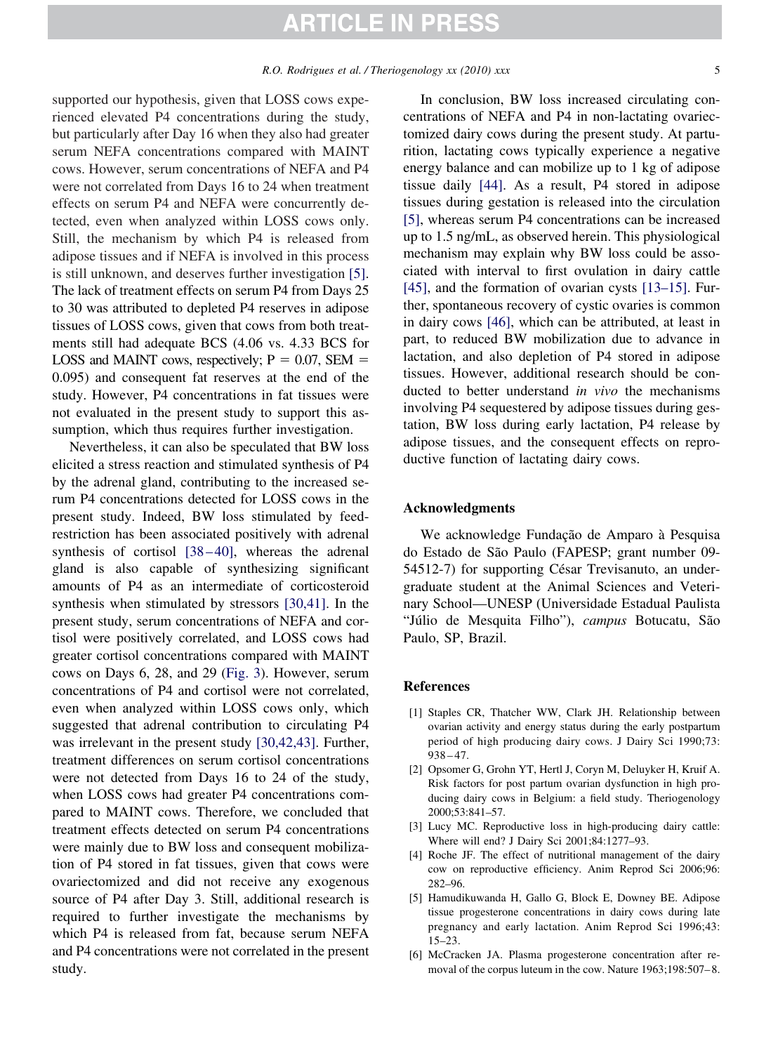supported our hypothesis, given that LOSS cows experienced elevated P4 concentrations during the study, but particularly after Day 16 when they also had greater serum NEFA concentrations compared with MAINT cows. However, serum concentrations of NEFA and P4 were not correlated from Days 16 to 24 when treatment effects on serum P4 and NEFA were concurrently detected, even when analyzed within LOSS cows only. Still, the mechanism by which P4 is released from adipose tissues and if NEFA is involved in this process is still unknown, and deserves further investigation [5]. The lack of treatment effects on serum P4 from Days 25 to 30 was attributed to depleted P4 reserves in adipose tissues of LOSS cows, given that cows from both treatments still had adequate BCS (4.06 vs. 4.33 BCS for LOSS and MAINT cows, respectively; $P = 0.07$, SEM = 0.095) and consequent fat reserves at the end of the study. However, P4 concentrations in fat tissues were not evaluated in the present study to support this assumption, which thus requires further investigation.

Nevertheless, it can also be speculated that BW loss elicited a stress reaction and stimulated synthesis of P4 by the adrenal gland, contributing to the increased serum P4 concentrations detected for LOSS cows in the present study. Indeed, BW loss stimulated by feed-restriction has been associated positively with adrenal synthesis of cortisol [38–40], whereas the adrenal gland is also capable of synthesizing significant amounts of P4 as an intermediate of corticosteroid synthesis when stimulated by stressors [30,41]. In the present study, serum concentrations of NEFA and cortisol were positively correlated, and LOSS cows had greater cortisol concentrations compared with MAINT cows on Days 6, 28, and 29 (Fig. 3). However, serum concentrations of P4 and cortisol were not correlated, even when analyzed within LOSS cows only, which suggested that adrenal contribution to circulating P4 was irrelevant in the present study [30,42,43]. Further, treatment differences on serum cortisol concentrations were not detected from Days 16 to 24 of the study, when LOSS cows had greater P4 concentrations compared to MAINT cows. Therefore, we concluded that treatment effects detected on serum P4 concentrations were mainly due to BW loss and consequent mobilization of P4 stored in fat tissues, given that cows were ovariectomized and did not receive any exogenous source of P4 after Day 3. Still, additional research is required to further investigate the mechanisms by which P4 is released from fat, because serum NEFA and P4 concentrations were not correlated in the present study.

In conclusion, BW loss increased circulating concentrations of NEFA and P4 in non-lactating ovariectomized dairy cows during the present study. At parturition, lactating cows typically experience a negative energy balance and can mobilize up to 1 kg of adipose tissue daily [44]. As a result, P4 stored in adipose tissues during gestation is released into the circulation [5], whereas serum P4 concentrations can be increased up to 1.5 ng/mL, as observed herein. This physiological mechanism may explain why BW loss could be associated with interval to first ovulation in dairy cattle [45], and the formation of ovarian cysts [13–15]. Further, spontaneous recovery of cystic ovaries is common in dairy cows [46], which can be attributed, at least in part, to reduced BW mobilization due to advance in lactation, and also depletion of P4 stored in adipose tissues. However, additional research should be conducted to better understand *in vivo* the mechanisms involving P4 sequestered by adipose tissues during gestation, BW loss during early lactation, P4 release by adipose tissues, and the consequent effects on reproductive function of lactating dairy cows.

## Acknowledgments

We acknowledge Fundação de Amparo à Pesquisa do Estado de São Paulo (FAPESP; grant number 09-54512-7) for supporting César Trevisanuto, an undergraduate student at the Animal Sciences and Veterinary School—UNESP (Universidade Estadual Paulista "Júlio de Mesquita Filho"), *campus* Botucatu, São Paulo, SP, Brazil.

## References

[1] Staples CR, Thatcher WW, Clark JH. Relationship between ovarian activity and energy status during the early postpartum period of high producing dairy cows. J Dairy Sci 1990;73: 938–47.

[2] Opsomer G, Grohn YT, Hertl J, Coryn M, Deluyker H, Kruif A. Risk factors for post partum ovarian dysfunction in high producing dairy cows in Belgium: a field study. Theriogenology 2000;53:841–57.

[3] Lucy MC. Reproductive loss in high-producing dairy cattle: Where will end? J Dairy Sci 2001;84:1277–93.

[4] Roche JF. The effect of nutritional management of the dairy cow on reproductive efficiency. Anim Reprod Sci 2006;96: 282–96.

[5] Hamudikuwanda H, Gallo G, Block E, Downey BE. Adipose tissue progesterone concentrations in dairy cows during late pregnancy and early lactation. Anim Reprod Sci 1996;43: 15–23.

[6] McCracken JA. Plasma progesterone concentration after removal of the corpus luteum in the cow. Nature 1963;198:507–8.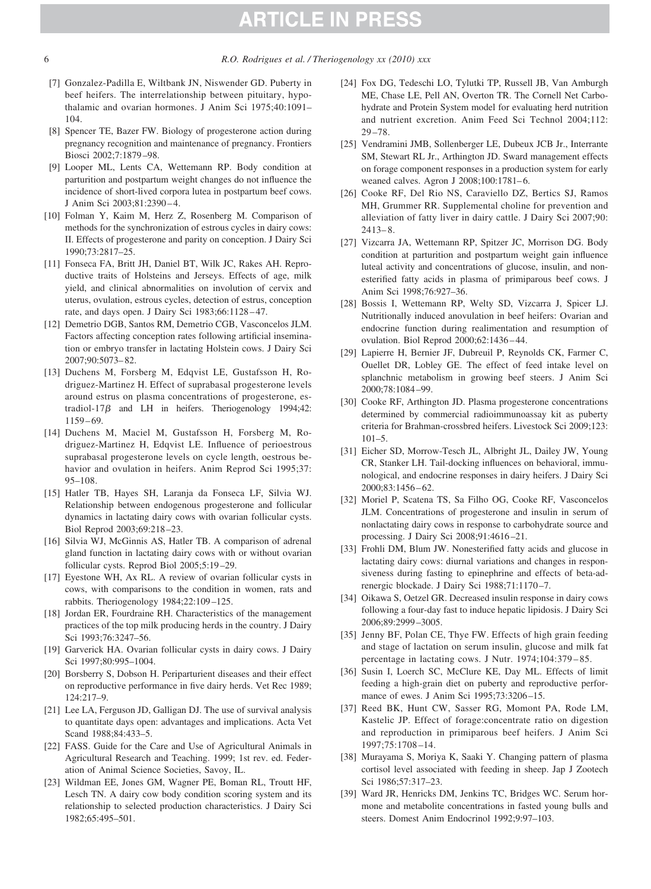[7] Gonzalez-Padilla E, Wiltbank JN, Niswender GD. Puberty in beef heifers. The interrelationship between pituitary, hypothalamic and ovarian hormones. J Anim Sci 1975;40:1091–104.

[8] Spencer TE, Bazer FW. Biology of progesterone action during pregnancy recognition and maintenance of pregnancy. Frontiers Biosci 2002;7:1879–98.

[9] Looper ML, Lents CA, Wettemann RP. Body condition at parturition and postpartum weight changes do not influence the incidence of short-lived corpora lutea in postpartum beef cows. J Anim Sci 2003;81:2390–4.

[10] Folman Y, Kaim M, Herz Z, Rosenberg M. Comparison of methods for the synchronization of estrous cycles in dairy cows: II. Effects of progesterone and parity on conception. J Dairy Sci 1990;73:2817–25.

[11] Fonseca FA, Britt JH, Daniel BT, Wilk JC, Rakes AH. Reproductive traits of Holsteins and Jerseys. Effects of age, milk yield, and clinical abnormalities on involution of cervix and uterus, ovulation, estrous cycles, detection of estrus, conception rate, and days open. J Dairy Sci 1983;66:1128–47.

[12] Demetrio DGB, Santos RM, Demetrio CGB, Vasconcelos JLM. Factors affecting conception rates following artificial insemination or embryo transfer in lactating Holstein cows. J Dairy Sci 2007;90:5073–82.

[13] Duchens M, Forsberg M, Edqvist LE, Gustafsson H, Rodriguez-Martinez H. Effect of suprabasal progesterone levels around estrus on plasma concentrations of progesterone, estradiol-17$\beta$ and LH in heifers. Theriogenology 1994;42:1159–69.

[14] Duchens M, Maciel M, Gustafsson H, Forsberg M, Rodriguez-Martinez H, Edqvist LE. Influence of perioestrous suprabasal progesterone levels on cycle length, oestrous behavior and ovulation in heifers. Anim Reprod Sci 1995;37:95–108.

[15] Hatler TB, Hayes SH, Laranja da Fonseca LF, Silvia WJ. Relationship between endogenous progesterone and follicular dynamics in lactating dairy cows with ovarian follicular cysts. Biol Reprod 2003;69:218–23.

[16] Silvia WJ, McGinnis AS, Hatler TB. A comparison of adrenal gland function in lactating dairy cows with or without ovarian follicular cysts. Reprod Biol 2005;5:19–29.

[17] Eyestone WH, Ax RL. A review of ovarian follicular cysts in cows, with comparisons to the condition in women, rats and rabbits. Theriogenology 1984;22:109–125.

[18] Jordan ER, Fourdraine RH. Characteristics of the management practices of the top milk producing herds in the country. J Dairy Sci 1993;76:3247–56.

[19] Garverick HA. Ovarian follicular cysts in dairy cows. J Dairy Sci 1997;80:995–1004.

[20] Borsberry S, Dobson H. Periparturient diseases and their effect on reproductive performance in five dairy herds. Vet Rec 1989;124:217–9.

[21] Lee LA, Ferguson JD, Galligan DJ. The use of survival analysis to quantitate days open: advantages and implications. Acta Vet Scand 1988;84:433–5.

[22] FASS. Guide for the Care and Use of Agricultural Animals in Agricultural Research and Teaching. 1999; 1st rev. ed. Federation of Animal Science Societies, Savoy, IL.

[23] Wildman EE, Jones GM, Wagner PE, Boman RL, Troutt HF, Lesch TN. A dairy cow body condition scoring system and its relationship to selected production characteristics. J Dairy Sci 1982;65:495–501.

[24] Fox DG, Tedeschi LO, Tylutki TP, Russell JB, Van Amburgh ME, Chase LE, Pell AN, Overton TR. The Cornell Net Carbohydrate and Protein System model for evaluating herd nutrition and nutrient excretion. Anim Feed Sci Technol 2004;112:29–78.

[25] Vendramini JMB, Sollenberger LE, Dubeux JCB Jr., Interrante SM, Stewart RL Jr., Arthington JD. Sward management effects on forage component responses in a production system for early weaned calves. Agron J 2008;100:1781–6.

[26] Cooke RF, Del Rio NS, Caraviello DZ, Bertics SJ, Ramos MH, Grummer RR. Supplemental choline for prevention and alleviation of fatty liver in dairy cattle. J Dairy Sci 2007;90:2413–8.

[27] Vizcarra JA, Wettemann RP, Spitzer JC, Morrison DG. Body condition at parturition and postpartum weight gain influence luteal activity and concentrations of glucose, insulin, and nonesterified fatty acids in plasma of primiparous beef cows. J Anim Sci 1998;76:927–36.

[28] Bossis I, Wettemann RP, Welty SD, Vizcarra J, Spicer LJ. Nutritionally induced anovulation in beef heifers: Ovarian and endocrine function during realimentation and resumption of ovulation. Biol Reprod 2000;62:1436–44.

[29] Lapierre H, Bernier JF, Dubreuil P, Reynolds CK, Farmer C, Ouellet DR, Lobley GE. The effect of feed intake level on splanchnic metabolism in growing beef steers. J Anim Sci 2000;78:1084–99.

[30] Cooke RF, Arthington JD. Plasma progesterone concentrations determined by commercial radioimmunoassay kit as puberty criteria for Brahman-crossbred heifers. Livestock Sci 2009;123:101–5.

[31] Eicher SD, Morrow-Tesch JL, Albright JL, Dailey JW, Young CR, Stanker LH. Tail-docking influences on behavioral, immunological, and endocrine responses in dairy heifers. J Dairy Sci 2000;83:1456–62.

[32] Moriel P, Scatena TS, Sa Filho OG, Cooke RF, Vasconcelos JLM. Concentrations of progesterone and insulin in serum of nonlactating dairy cows in response to carbohydrate source and processing. J Dairy Sci 2008;91:4616–21.

[33] Frohli DM, Blum JW. Nonesterified fatty acids and glucose in lactating dairy cows: diurnal variations and changes in responsiveness during fasting to epinephrine and effects of beta-adrenergic blockade. J Dairy Sci 1988;71:1170–7.

[34] Oikawa S, Oetzel GR. Decreased insulin response in dairy cows following a four-day fast to induce hepatic lipidosis. J Dairy Sci 2006;89:2999–3005.

[35] Jenny BF, Polan CE, Thye FW. Effects of high grain feeding and stage of lactation on serum insulin, glucose and milk fat percentage in lactating cows. J Nutr. 1974;104:379–85.

[36] Susin I, Loerch SC, McClure KE, Day ML. Effects of limit feeding a high-grain diet on puberty and reproductive performance of ewes. J Anim Sci 1995;73:3206–15.

[37] Reed BK, Hunt CW, Sasser RG, Momont PA, Rode LM, Kastelic JP. Effect of forage:concentrate ratio on digestion and reproduction in primiparous beef heifers. J Anim Sci 1997;75:1708–14.

[38] Murayama S, Moriya K, Saaki Y. Changing pattern of plasma cortisol level associated with feeding in sheep. Jap J Zootech Sci 1986;57:317–23.

[39] Ward JR, Henricks DM, Jenkins TC, Bridges WC. Serum hormone and metabolite concentrations in fasted young bulls and steers. Domest Anim Endocrinol 1992;9:97–103.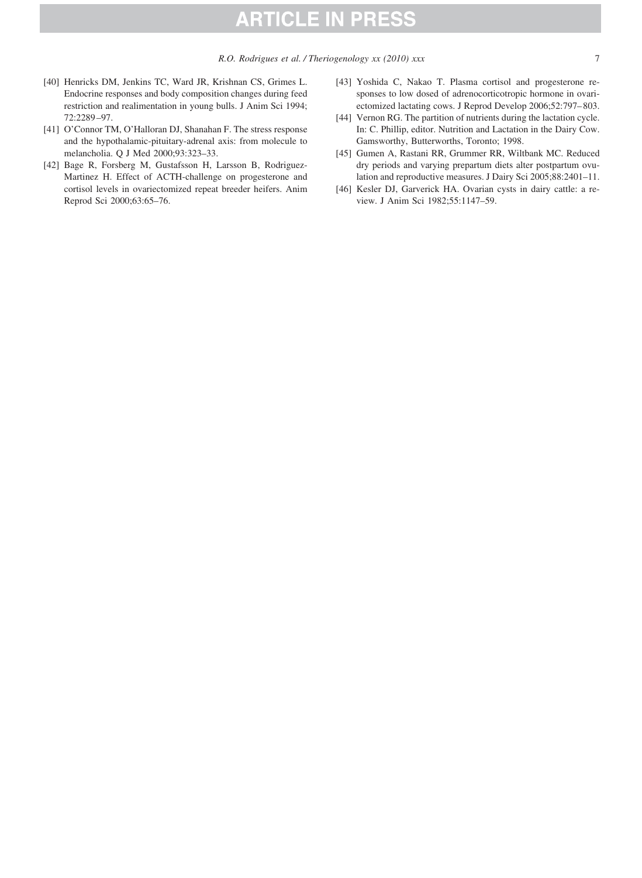[40] Henricks DM, Jenkins TC, Ward JR, Krishnan CS, Grimes L. Endocrine responses and body composition changes during feed restriction and realimentation in young bulls. J Anim Sci 1994; 72:2289–97.

[41] O'Connor TM, O'Halloran DJ, Shanahan F. The stress response and the hypothalamic-pituitary-adrenal axis: from molecule to melancholia. Q J Med 2000;93:323–33.

[42] Bage R, Forsberg M, Gustafsson H, Larsson B, Rodriguez-Martinez H. Effect of ACTH-challenge on progesterone and cortisol levels in ovariectomized repeat breeder heifers. Anim Reprod Sci 2000;63:65–76.

[43] Yoshida C, Nakao T. Plasma cortisol and progesterone responses to low dosed of adrenocorticotropic hormone in ovariectomized lactating cows. J Reprod Develop 2006;52:797–803.

[44] Vernon RG. The partition of nutrients during the lactation cycle. In: C. Phillip, editor. Nutrition and Lactation in the Dairy Cow. Gamsworthy, Butterworths, Toronto; 1998.

[45] Gumen A, Rastani RR, Grummer RR, Wiltbank MC. Reduced dry periods and varying prepartum diets alter postpartum ovulation and reproductive measures. J Dairy Sci 2005;88:2401–11.

[46] Kesler DJ, Garverick HA. Ovarian cysts in dairy cattle: a review. J Anim Sci 1982;55:1147–59.